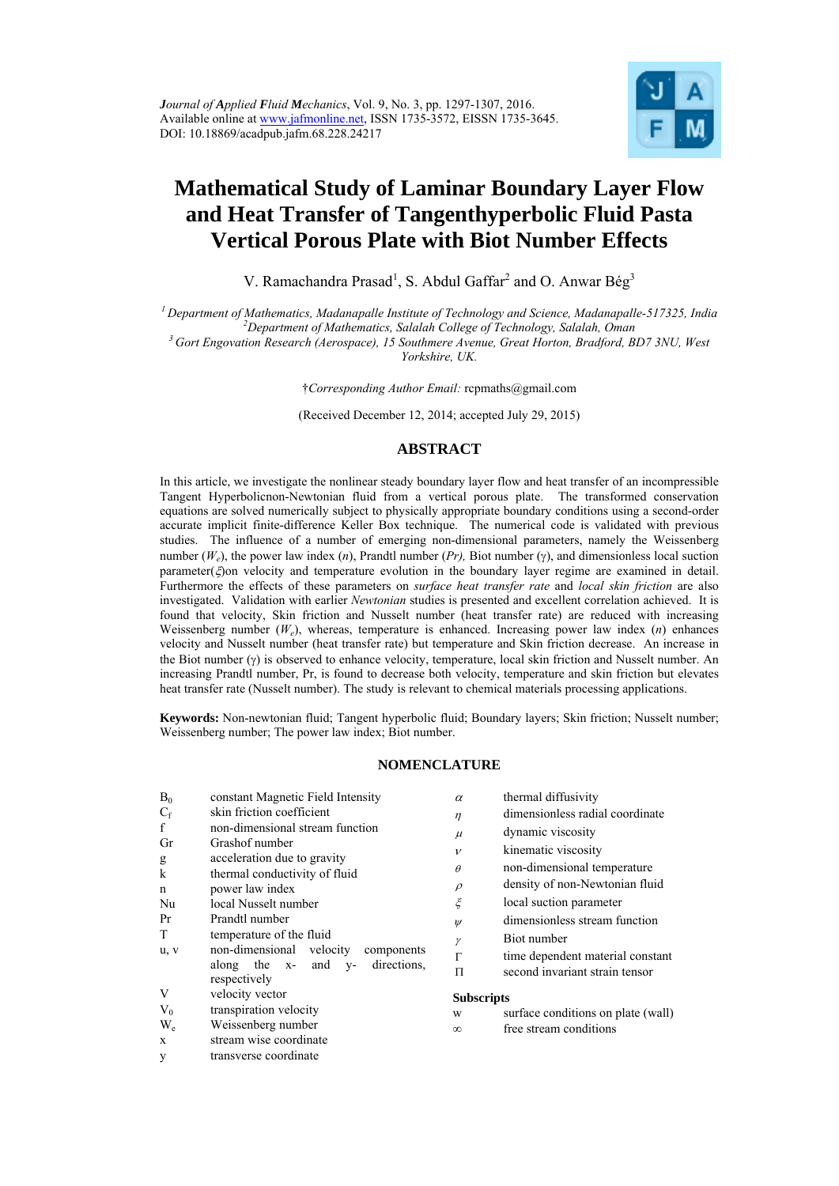*Journal of Applied Fluid Mechanics*, Vol. 9, No. 3, pp. 1297-1307, 2016.
Available online at www.jafmonline.net, ISSN 1735-3572, EISSN 1735-3645.
DOI: 10.18869/acadpub.jafm.68.228.24217

# Mathematical Study of Laminar Boundary Layer Flow and Heat Transfer of Tangenthyperbolic Fluid Pasta Vertical Porous Plate with Biot Number Effects

V. Ramachandra Prasad[1], S. Abdul Gaffar[2] and O. Anwar Bég[3]

[1] *Department of Mathematics, Madanapalle Institute of Technology and Science, Madanapalle-517325, India*
[2] *Department of Mathematics, Salalah College of Technology, Salalah, Oman*
[3] *Gort Engovation Research (Aerospace), 15 Southmere Avenue, Great Horton, Bradford, BD7 3NU, West Yorkshire, UK.*

†*Corresponding Author Email:* rcpmaths@gmail.com

(Received December 12, 2014; accepted July 29, 2015)

## ABSTRACT

In this article, we investigate the nonlinear steady boundary layer flow and heat transfer of an incompressible Tangent Hyperbolicnon-Newtonian fluid from a vertical porous plate. The transformed conservation equations are solved numerically subject to physically appropriate boundary conditions using a second-order accurate implicit finite-difference Keller Box technique. The numerical code is validated with previous studies. The influence of a number of emerging non-dimensional parameters, namely the Weissenberg number ($W_e$), the power law index ($n$), Prandtl number ($Pr$), Biot number ($\gamma$), and dimensionless local suction parameter($\xi$)on velocity and temperature evolution in the boundary layer regime are examined in detail. Furthermore the effects of these parameters on *surface heat transfer rate* and *local skin friction* are also investigated. Validation with earlier *Newtonian* studies is presented and excellent correlation achieved. It is found that velocity, Skin friction and Nusselt number (heat transfer rate) are reduced with increasing Weissenberg number ($W_e$), whereas, temperature is enhanced. Increasing power law index ($n$) enhances velocity and Nusselt number (heat transfer rate) but temperature and Skin friction decrease. An increase in the Biot number ($\gamma$) is observed to enhance velocity, temperature, local skin friction and Nusselt number. An increasing Prandtl number, Pr, is found to decrease both velocity, temperature and skin friction but elevates heat transfer rate (Nusselt number). The study is relevant to chemical materials processing applications.

**Keywords:** Non-newtonian fluid; Tangent hyperbolic fluid; Boundary layers; Skin friction; Nusselt number; Weissenberg number; The power law index; Biot number.

## NOMENCLATURE

| | |
|---|---|
| $B_0$ | constant Magnetic Field Intensity |
| $C_f$ | skin friction coefficient |
| f | non-dimensional stream function |
| Gr | Grashof number |
| g | acceleration due to gravity |
| k | thermal conductivity of fluid |
| n | power law index |
| Nu | local Nusselt number |
| Pr | Prandtl number |
| T | temperature of the fluid |
| u, v | non-dimensional velocity components along the x- and y- directions, respectively |
| V | velocity vector |
| $V_0$ | transpiration velocity |
| $W_e$ | Weissenberg number |
| x | stream wise coordinate |
| y | transverse coordinate |
| $\alpha$ | thermal diffusivity |
| $\eta$ | dimensionless radial coordinate |
| $\mu$ | dynamic viscosity |
| $\nu$ | kinematic viscosity |
| $\theta$ | non-dimensional temperature |
| $\rho$ | density of non-Newtonian fluid |
| $\xi$ | local suction parameter |
| $\psi$ | dimensionless stream function |
| $\gamma$ | Biot number |
| $\Gamma$ | time dependent material constant |
| $\Pi$ | second invariant strain tensor |

**Subscripts**

| | |
|---|---|
| w | surface conditions on plate (wall) |
| $\infty$ | free stream conditions |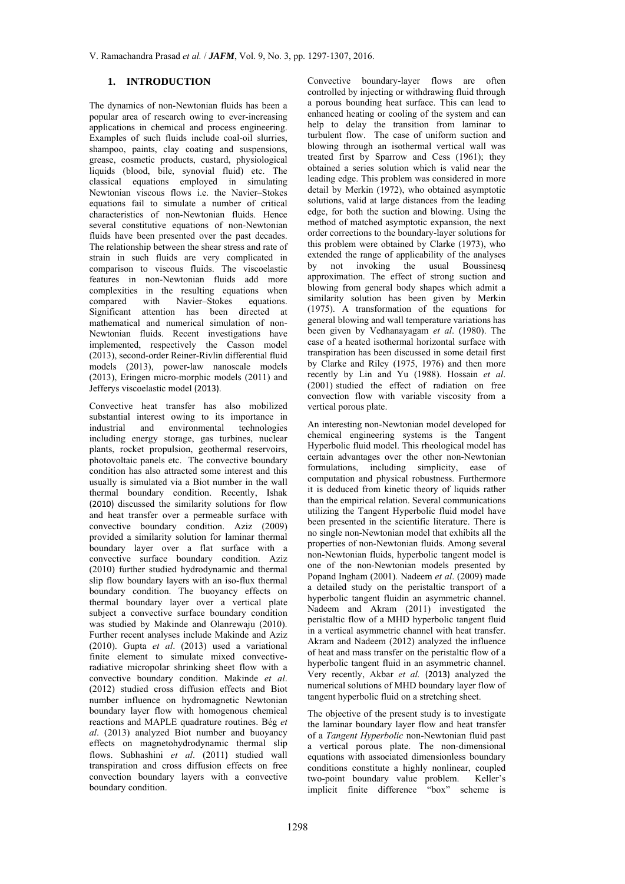## 1. INTRODUCTION

The dynamics of non-Newtonian fluids has been a popular area of research owing to ever-increasing applications in chemical and process engineering. Examples of such fluids include coal-oil slurries, shampoo, paints, clay coating and suspensions, grease, cosmetic products, custard, physiological liquids (blood, bile, synovial fluid) etc. The classical equations employed in simulating Newtonian viscous flows i.e. the Navier–Stokes equations fail to simulate a number of critical characteristics of non-Newtonian fluids. Hence several constitutive equations of non-Newtonian fluids have been presented over the past decades. The relationship between the shear stress and rate of strain in such fluids are very complicated in comparison to viscous fluids. The viscoelastic features in non-Newtonian fluids add more complexities in the resulting equations when compared with Navier–Stokes equations. Significant attention has been directed at mathematical and numerical simulation of non-Newtonian fluids. Recent investigations have implemented, respectively the Casson model (2013), second-order Reiner-Rivlin differential fluid models (2013), power-law nanoscale models (2013), Eringen micro-morphic models (2011) and Jefferys viscoelastic model (2013).

Convective heat transfer has also mobilized substantial interest owing to its importance in industrial and environmental technologies including energy storage, gas turbines, nuclear plants, rocket propulsion, geothermal reservoirs, photovoltaic panels etc. The convective boundary condition has also attracted some interest and this usually is simulated via a Biot number in the wall thermal boundary condition. Recently, Ishak (2010) discussed the similarity solutions for flow and heat transfer over a permeable surface with convective boundary condition. Aziz (2009) provided a similarity solution for laminar thermal boundary layer over a flat surface with a convective surface boundary condition. Aziz (2010) further studied hydrodynamic and thermal slip flow boundary layers with an iso-flux thermal boundary condition. The buoyancy effects on thermal boundary layer over a vertical plate subject a convective surface boundary condition was studied by Makinde and Olanrewaju (2010). Further recent analyses include Makinde and Aziz (2010). Gupta *et al*. (2013) used a variational finite element to simulate mixed convective-radiative micropolar shrinking sheet flow with a convective boundary condition. Makinde *et al*. (2012) studied cross diffusion effects and Biot number influence on hydromagnetic Newtonian boundary layer flow with homogenous chemical reactions and MAPLE quadrature routines. Bég *et al*. (2013) analyzed Biot number and buoyancy effects on magnetohydrodynamic thermal slip flows. Subhashini *et al*. (2011) studied wall transpiration and cross diffusion effects on free convection boundary layers with a convective boundary condition.

Convective boundary-layer flows are often controlled by injecting or withdrawing fluid through a porous bounding heat surface. This can lead to enhanced heating or cooling of the system and can help to delay the transition from laminar to turbulent flow. The case of uniform suction and blowing through an isothermal vertical wall was treated first by Sparrow and Cess (1961); they obtained a series solution which is valid near the leading edge. This problem was considered in more detail by Merkin (1972), who obtained asymptotic solutions, valid at large distances from the leading edge, for both the suction and blowing. Using the method of matched asymptotic expansion, the next order corrections to the boundary-layer solutions for this problem were obtained by Clarke (1973), who extended the range of applicability of the analyses by not invoking the usual Boussinesq approximation. The effect of strong suction and blowing from general body shapes which admit a similarity solution has been given by Merkin (1975). A transformation of the equations for general blowing and wall temperature variations has been given by Vedhanayagam *et al*. (1980). The case of a heated isothermal horizontal surface with transpiration has been discussed in some detail first by Clarke and Riley (1975, 1976) and then more recently by Lin and Yu (1988). Hossain *et al*. (2001) studied the effect of radiation on free convection flow with variable viscosity from a vertical porous plate.

An interesting non-Newtonian model developed for chemical engineering systems is the Tangent Hyperbolic fluid model. This rheological model has certain advantages over the other non-Newtonian formulations, including simplicity, ease of computation and physical robustness. Furthermore it is deduced from kinetic theory of liquids rather than the empirical relation. Several communications utilizing the Tangent Hyperbolic fluid model have been presented in the scientific literature. There is no single non-Newtonian model that exhibits all the properties of non-Newtonian fluids. Among several non-Newtonian fluids, hyperbolic tangent model is one of the non-Newtonian models presented by Popand Ingham (2001). Nadeem *et al*. (2009) made a detailed study on the peristaltic transport of a hyperbolic tangent fluidin an asymmetric channel. Nadeem and Akram (2011) investigated the peristaltic flow of a MHD hyperbolic tangent fluid in a vertical asymmetric channel with heat transfer. Akram and Nadeem (2012) analyzed the influence of heat and mass transfer on the peristaltic flow of a hyperbolic tangent fluid in an asymmetric channel. Very recently, Akbar *et al.* (2013) analyzed the numerical solutions of MHD boundary layer flow of tangent hyperbolic fluid on a stretching sheet.

The objective of the present study is to investigate the laminar boundary layer flow and heat transfer of a *Tangent Hyperbolic* non-Newtonian fluid past a vertical porous plate. The non-dimensional equations with associated dimensionless boundary conditions constitute a highly nonlinear, coupled two-point boundary value problem. Keller's implicit finite difference "box" scheme is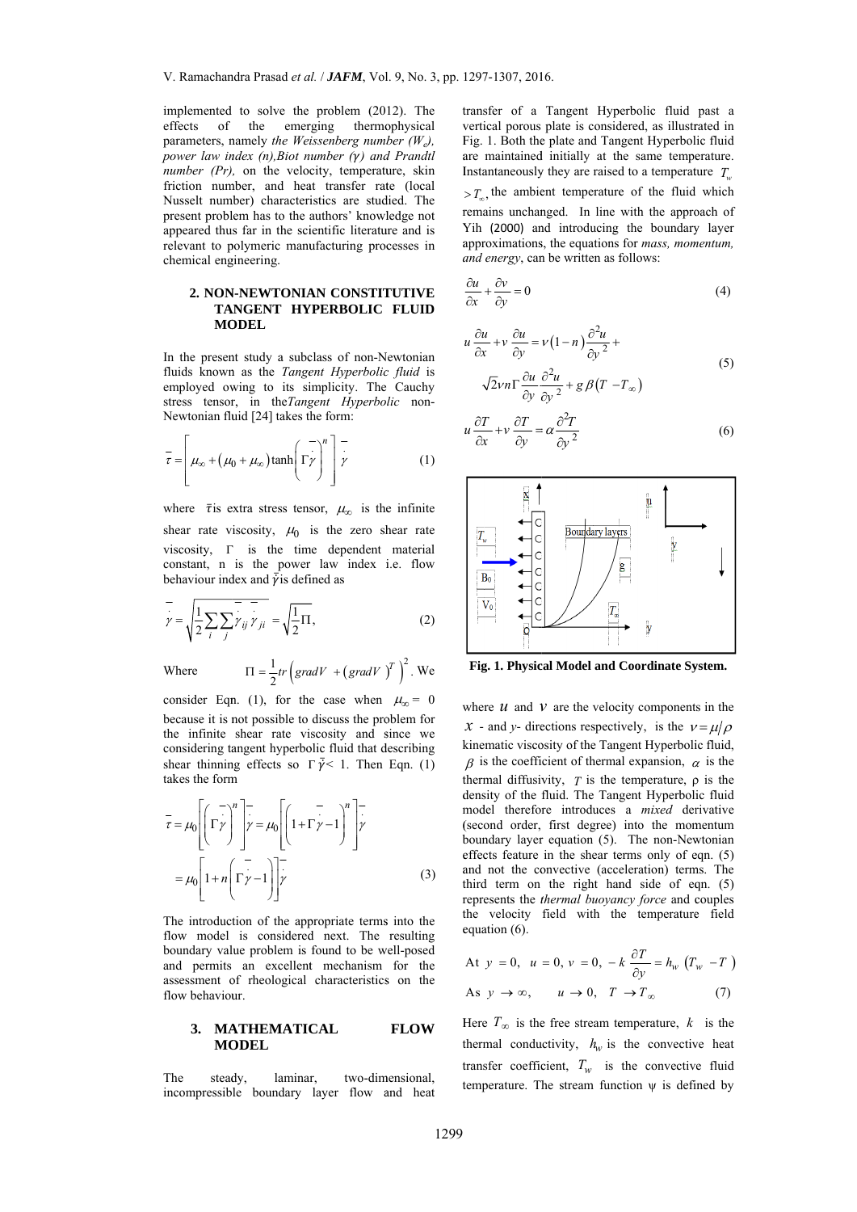implemented to solve the problem (2012). The effects of the emerging thermophysical parameters, namely *the Weissenberg number ($W_e$), power law index (n),Biot number (γ) and Prandtl number (Pr),* on the velocity, temperature, skin friction number, and heat transfer rate (local Nusselt number) characteristics are studied. The present problem has to the authors' knowledge not appeared thus far in the scientific literature and is relevant to polymeric manufacturing processes in chemical engineering.

## 2. NON-NEWTONIAN CONSTITUTIVE TANGENT HYPERBOLIC FLUID MODEL

In the present study a subclass of non-Newtonian fluids known as the *Tangent Hyperbolic fluid* is employed owing to its simplicity. The Cauchy stress tensor, in the*Tangent Hyperbolic* non-Newtonian fluid [24] takes the form:

$$\bar{\tau} = \left[ \mu_\infty + \left(\mu_0 + \mu_\infty\right) \tanh\left(\Gamma \bar{\dot{\gamma}}\right)^n \right] \bar{\dot{\gamma}} \qquad (1)$$

where $\bar{\tau}$ is extra stress tensor, $\mu_\infty$ is the infinite shear rate viscosity, $\mu_0$ is the zero shear rate viscosity, $\Gamma$ is the time dependent material constant, n is the power law index i.e. flow behaviour index and $\bar{\dot{\gamma}}$ is defined as

$$\bar{\dot{\gamma}} = \sqrt{\frac{1}{2}\sum_i \sum_j \bar{\dot{\gamma}}_{ij} \bar{\dot{\gamma}}_{ji}} = \sqrt{\frac{1}{2}\Pi}, \qquad (2)$$

Where $\Pi = \frac{1}{2} tr\left(gradV + \left(gradV\right)^T\right)^2$. We consider Eqn. (1), for the case when $\mu_\infty = 0$ because it is not possible to discuss the problem for the infinite shear rate viscosity and since we considering tangent hyperbolic fluid that describing shear thinning effects so $\Gamma \bar{\dot{\gamma}} < 1$. Then Eqn. (1) takes the form

$$\bar{\tau} = \mu_0 \left[\left(\Gamma \bar{\dot{\gamma}}\right)^n\right] \bar{\dot{\gamma}} = \mu_0 \left[\left(1 + \Gamma \bar{\dot{\gamma}} - 1\right)^n\right] \bar{\dot{\gamma}}$$

$$= \mu_0 \left[1 + n\left(\Gamma \bar{\dot{\gamma}} - 1\right)\right] \bar{\dot{\gamma}} \qquad (3)$$

The introduction of the appropriate terms into the flow model is considered next. The resulting boundary value problem is found to be well-posed and permits an excellent mechanism for the assessment of rheological characteristics on the flow behaviour.

## 3. MATHEMATICAL FLOW MODEL

The steady, laminar, two-dimensional, incompressible boundary layer flow and heat transfer of a Tangent Hyperbolic fluid past a vertical porous plate is considered, as illustrated in Fig. 1. Both the plate and Tangent Hyperbolic fluid are maintained initially at the same temperature. Instantaneously they are raised to a temperature $T_w > T_\infty$, the ambient temperature of the fluid which remains unchanged. In line with the approach of Yih (2000) and introducing the boundary layer approximations, the equations for *mass, momentum, and energy*, can be written as follows:

$$\frac{\partial u}{\partial x} + \frac{\partial v}{\partial y} = 0 \qquad (4)$$

$$u\frac{\partial u}{\partial x} + v\frac{\partial u}{\partial y} = \nu\left(1-n\right)\frac{\partial^2 u}{\partial y^2} + \sqrt{2}\nu n \Gamma \frac{\partial u}{\partial y}\frac{\partial^2 u}{\partial y^2} + g\beta\left(T - T_\infty\right) \qquad (5)$$

$$u\frac{\partial T}{\partial x} + v\frac{\partial T}{\partial y} = \alpha\frac{\partial^2 T}{\partial y^2} \qquad (6)$$

**Fig. 1. Physical Model and Coordinate System.**

where $u$ and $v$ are the velocity components in the $x$ - and $y$- directions respectively, is the $\nu = \mu/\rho$ kinematic viscosity of the Tangent Hyperbolic fluid, $\beta$ is the coefficient of thermal expansion, $\alpha$ is the thermal diffusivity, $T$ is the temperature, ρ is the density of the fluid. The Tangent Hyperbolic fluid model therefore introduces a *mixed* derivative (second order, first degree) into the momentum boundary layer equation (5). The non-Newtonian effects feature in the shear terms only of eqn. (5) and not the convective (acceleration) terms. The third term on the right hand side of eqn. (5) represents the *thermal buoyancy force* and couples the velocity field with the temperature field equation (6).

$$\text{At } y = 0, \quad u = 0, \; v = 0, \; -k\frac{\partial T}{\partial y} = h_w\left(T_w - T\right)$$

$$\text{As } y \to \infty, \qquad u \to 0, \quad T \to T_\infty \qquad (7)$$

Here $T_\infty$ is the free stream temperature, $k$ is the thermal conductivity, $h_w$ is the convective heat transfer coefficient, $T_w$ is the convective fluid temperature. The stream function ψ is defined by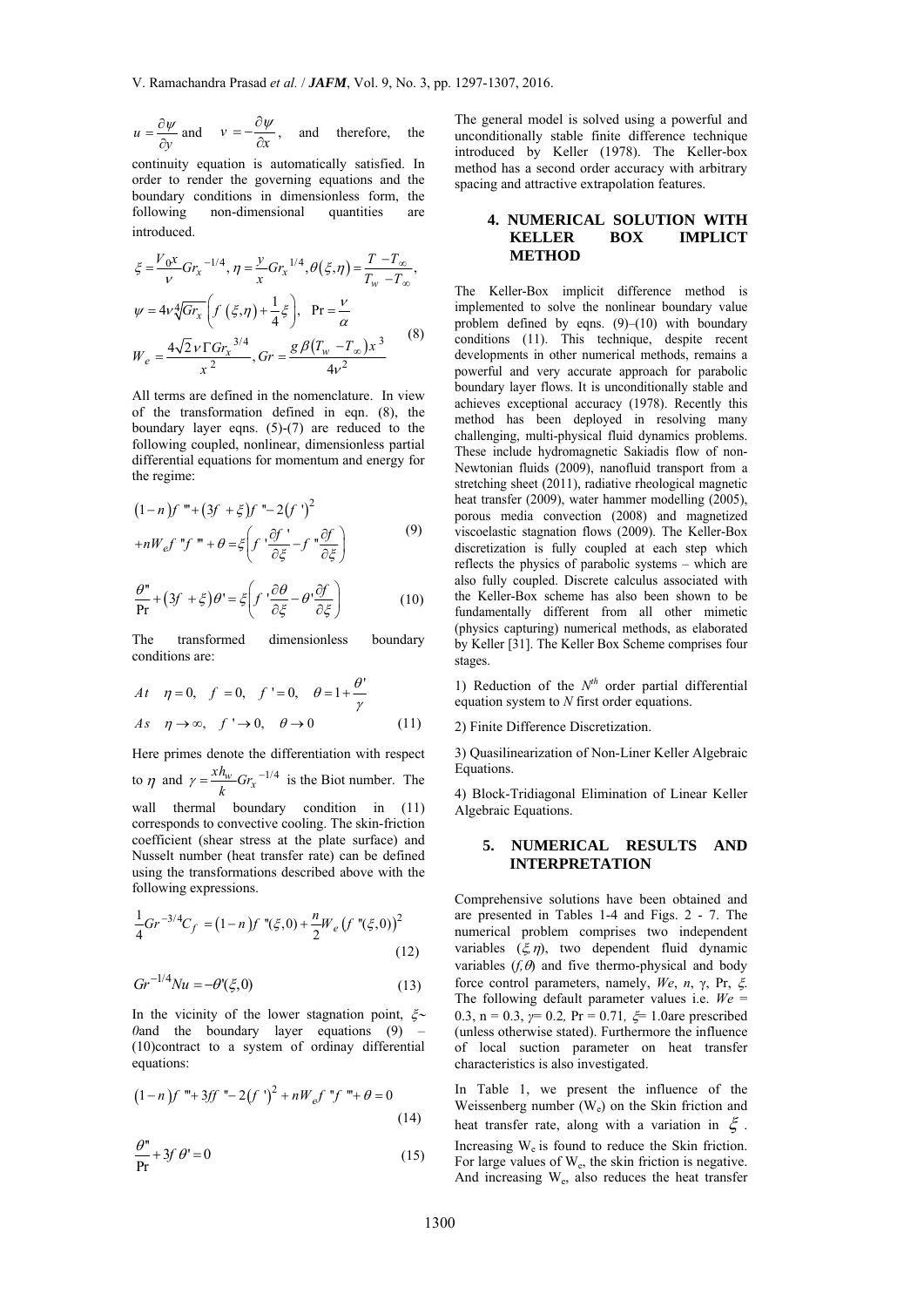$u = \frac{\partial \psi}{\partial y}$ and $v = -\frac{\partial \psi}{\partial x}$, and therefore, the continuity equation is automatically satisfied. In order to render the governing equations and the boundary conditions in dimensionless form, the following non-dimensional quantities are introduced.

$$
\begin{aligned}
&\xi = \frac{V_0 x}{\nu} Gr_x^{-1/4},\ \eta = \frac{y}{x} Gr_x^{1/4},\ \theta(\xi,\eta) = \frac{T - T_\infty}{T_w - T_\infty},\\
&\psi = 4\nu\sqrt[4]{Gr_x}\left(f(\xi,\eta) + \frac{1}{4}\xi\right),\ \ \Pr = \frac{\nu}{\alpha}\\
&W_e = \frac{4\sqrt{2}\,\nu\,\Gamma Gr_x^{3/4}}{x^2},\ Gr = \frac{g\beta(T_w - T_\infty)x^3}{4\nu^2}
\end{aligned}
\tag{8}
$$

All terms are defined in the nomenclature. In view of the transformation defined in eqn. (8), the boundary layer eqns. (5)-(7) are reduced to the following coupled, nonlinear, dimensionless partial differential equations for momentum and energy for the regime:

$$
\begin{aligned}
&(1-n)f''' + (3f + \xi)f'' - 2(f')^2\\
&+ nW_e f'' f''' + \theta = \xi\left(f'\frac{\partial f'}{\partial \xi} - f''\frac{\partial f}{\partial \xi}\right)
\end{aligned}
\tag{9}
$$

$$
\frac{\theta''}{\Pr} + (3f + \xi)\theta' = \xi\left(f'\frac{\partial \theta}{\partial \xi} - \theta'\frac{\partial f}{\partial \xi}\right) \tag{10}
$$

The transformed dimensionless boundary conditions are:

$$
\begin{aligned}
&At\quad \eta = 0,\quad f = 0,\quad f' = 0,\quad \theta = 1 + \frac{\theta'}{\gamma}\\
&As\quad \eta \to \infty,\quad f' \to 0,\quad \theta \to 0
\end{aligned}
\tag{11}
$$

Here primes denote the differentiation with respect to $\eta$ and $\gamma = \frac{x h_w}{k} Gr_x^{-1/4}$ is the Biot number. The wall thermal boundary condition in (11) corresponds to convective cooling. The skin-friction coefficient (shear stress at the plate surface) and Nusselt number (heat transfer rate) can be defined using the transformations described above with the following expressions.

$$
\frac{1}{4}Gr^{-3/4}C_f = (1-n)f''(\xi,0) + \frac{n}{2}W_e\left(f''(\xi,0)\right)^2 \tag{12}
$$

$$
Gr^{-1/4}Nu = -\theta'(\xi,0) \tag{13}
$$

In the vicinity of the lower stagnation point, $\xi\sim 0$and the boundary layer equations (9) – (10)contract to a system of ordinay differential equations:

$$
(1-n)f''' + 3ff'' - 2(f')^2 + nW_e f'' f''' + \theta = 0 \tag{14}
$$

$$
\frac{\theta''}{\Pr} + 3f\theta' = 0 \tag{15}
$$

The general model is solved using a powerful and unconditionally stable finite difference technique introduced by Keller (1978). The Keller-box method has a second order accuracy with arbitrary spacing and attractive extrapolation features.

## 4. NUMERICAL SOLUTION WITH KELLER BOX IMPLICT METHOD

The Keller-Box implicit difference method is implemented to solve the nonlinear boundary value problem defined by eqns. (9)–(10) with boundary conditions (11). This technique, despite recent developments in other numerical methods, remains a powerful and very accurate approach for parabolic boundary layer flows. It is unconditionally stable and achieves exceptional accuracy (1978). Recently this method has been deployed in resolving many challenging, multi-physical fluid dynamics problems. These include hydromagnetic Sakiadis flow of non-Newtonian fluids (2009), nanofluid transport from a stretching sheet (2011), radiative rheological magnetic heat transfer (2009), water hammer modelling (2005), porous media convection (2008) and magnetized viscoelastic stagnation flows (2009). The Keller-Box discretization is fully coupled at each step which reflects the physics of parabolic systems – which are also fully coupled. Discrete calculus associated with the Keller-Box scheme has also been shown to be fundamentally different from all other mimetic (physics capturing) numerical methods, as elaborated by Keller [31]. The Keller Box Scheme comprises four stages.

1) Reduction of the $N^{th}$ order partial differential equation system to $N$ first order equations.

2) Finite Difference Discretization.

3) Quasilinearization of Non-Liner Keller Algebraic Equations.

4) Block-Tridiagonal Elimination of Linear Keller Algebraic Equations.

## 5. NUMERICAL RESULTS AND INTERPRETATION

Comprehensive solutions have been obtained and are presented in Tables 1-4 and Figs. 2 - 7. The numerical problem comprises two independent variables $(\xi, \eta)$, two dependent fluid dynamic variables $(f, \theta)$ and five thermo-physical and body force control parameters, namely, $We$, $n$, $\gamma$, Pr, $\xi$. The following default parameter values i.e. $We$ = 0.3, n = 0.3, $\gamma$= 0.2, Pr = 0.71, $\xi$= 1.0are prescribed (unless otherwise stated). Furthermore the influence of local suction parameter on heat transfer characteristics is also investigated.

In Table 1, we present the influence of the Weissenberg number ($W_e$) on the Skin friction and heat transfer rate, along with a variation in $\xi$. Increasing $W_e$ is found to reduce the Skin friction. For large values of $W_e$, the skin friction is negative. And increasing $W_e$, also reduces the heat transfer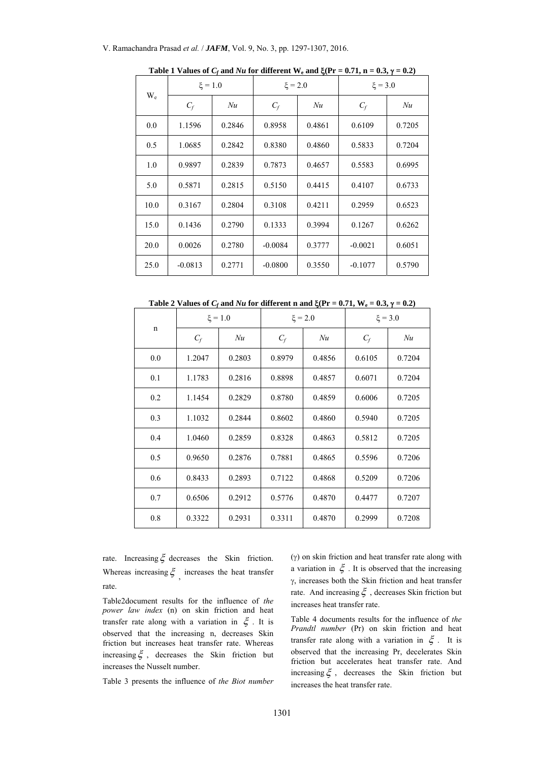**Table 1 Values of $C_f$ and $Nu$ for different $W_e$ and $\xi$($Pr = 0.71$, $n = 0.3$, $\gamma = 0.2$)**

| $W_e$ | $\xi = 1.0$ | | $\xi = 2.0$ | | $\xi = 3.0$ | |
|---|---|---|---|---|---|---|
| | $C_f$ | $Nu$ | $C_f$ | $Nu$ | $C_f$ | $Nu$ |
| 0.0 | 1.1596 | 0.2846 | 0.8958 | 0.4861 | 0.6109 | 0.7205 |
| 0.5 | 1.0685 | 0.2842 | 0.8380 | 0.4860 | 0.5833 | 0.7204 |
| 1.0 | 0.9897 | 0.2839 | 0.7873 | 0.4657 | 0.5583 | 0.6995 |
| 5.0 | 0.5871 | 0.2815 | 0.5150 | 0.4415 | 0.4107 | 0.6733 |
| 10.0 | 0.3167 | 0.2804 | 0.3108 | 0.4211 | 0.2959 | 0.6523 |
| 15.0 | 0.1436 | 0.2790 | 0.1333 | 0.3994 | 0.1267 | 0.6262 |
| 20.0 | 0.0026 | 0.2780 | -0.0084 | 0.3777 | -0.0021 | 0.6051 |
| 25.0 | -0.0813 | 0.2771 | -0.0800 | 0.3550 | -0.1077 | 0.5790 |

**Table 2 Values of $C_f$ and $Nu$ for different n and $\xi$($Pr = 0.71$, $W_e = 0.3$, $\gamma = 0.2$)**

| n | $\xi = 1.0$ | | $\xi = 2.0$ | | $\xi = 3.0$ | |
|---|---|---|---|---|---|---|
| | $C_f$ | $Nu$ | $C_f$ | $Nu$ | $C_f$ | $Nu$ |
| 0.0 | 1.2047 | 0.2803 | 0.8979 | 0.4856 | 0.6105 | 0.7204 |
| 0.1 | 1.1783 | 0.2816 | 0.8898 | 0.4857 | 0.6071 | 0.7204 |
| 0.2 | 1.1454 | 0.2829 | 0.8780 | 0.4859 | 0.6006 | 0.7205 |
| 0.3 | 1.1032 | 0.2844 | 0.8602 | 0.4860 | 0.5940 | 0.7205 |
| 0.4 | 1.0460 | 0.2859 | 0.8328 | 0.4863 | 0.5812 | 0.7205 |
| 0.5 | 0.9650 | 0.2876 | 0.7881 | 0.4865 | 0.5596 | 0.7206 |
| 0.6 | 0.8433 | 0.2893 | 0.7122 | 0.4868 | 0.5209 | 0.7206 |
| 0.7 | 0.6506 | 0.2912 | 0.5776 | 0.4870 | 0.4477 | 0.7207 |
| 0.8 | 0.3322 | 0.2931 | 0.3311 | 0.4870 | 0.2999 | 0.7208 |

rate. Increasing $\xi$ decreases the Skin friction. Whereas increasing $\xi$, increases the heat transfer rate.

Table2document results for the influence of *the power law index* (n) on skin friction and heat transfer rate along with a variation in $\xi$. It is observed that the increasing n, decreases Skin friction but increases heat transfer rate. Whereas increasing $\xi$, decreases the Skin friction but increases the Nusselt number.

Table 3 presents the influence of *the Biot number* ($\gamma$) on skin friction and heat transfer rate along with a variation in $\xi$. It is observed that the increasing $\gamma$, increases both the Skin friction and heat transfer rate. And increasing $\xi$, decreases Skin friction but increases heat transfer rate.

Table 4 documents results for the influence of *the Prandtl number* (Pr) on skin friction and heat transfer rate along with a variation in $\xi$. It is observed that the increasing Pr, decelerates Skin friction but accelerates heat transfer rate. And increasing $\xi$, decreases the Skin friction but increases the heat transfer rate.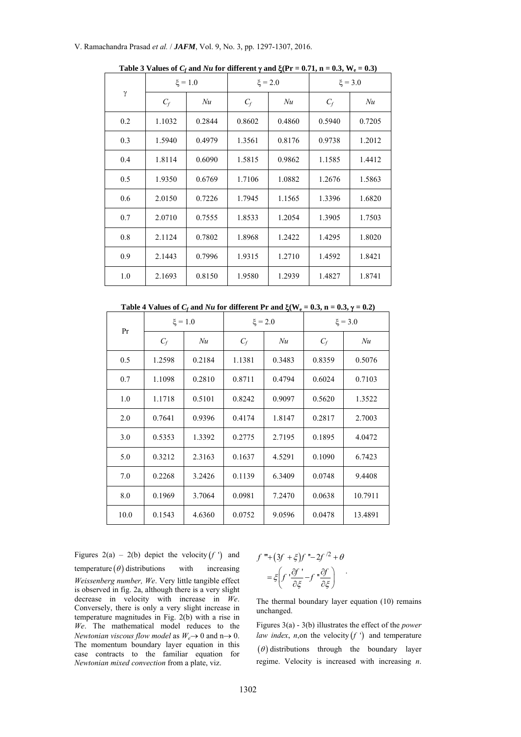**Table 3 Values of $C_f$ and $Nu$ for different $\gamma$ and $\xi$(Pr = 0.71, n = 0.3, $W_e$ = 0.3)**

| $\gamma$ | $\xi$ = 1.0 | | $\xi$ = 2.0 | | $\xi$ = 3.0 | |
|---|---|---|---|---|---|---|
| | $C_f$ | $Nu$ | $C_f$ | $Nu$ | $C_f$ | $Nu$ |
| 0.2 | 1.1032 | 0.2844 | 0.8602 | 0.4860 | 0.5940 | 0.7205 |
| 0.3 | 1.5940 | 0.4979 | 1.3561 | 0.8176 | 0.9738 | 1.2012 |
| 0.4 | 1.8114 | 0.6090 | 1.5815 | 0.9862 | 1.1585 | 1.4412 |
| 0.5 | 1.9350 | 0.6769 | 1.7106 | 1.0882 | 1.2676 | 1.5863 |
| 0.6 | 2.0150 | 0.7226 | 1.7945 | 1.1565 | 1.3396 | 1.6820 |
| 0.7 | 2.0710 | 0.7555 | 1.8533 | 1.2054 | 1.3905 | 1.7503 |
| 0.8 | 2.1124 | 0.7802 | 1.8968 | 1.2422 | 1.4295 | 1.8020 |
| 0.9 | 2.1443 | 0.7996 | 1.9315 | 1.2710 | 1.4592 | 1.8421 |
| 1.0 | 2.1693 | 0.8150 | 1.9580 | 1.2939 | 1.4827 | 1.8741 |

**Table 4 Values of $C_f$ and $Nu$ for different Pr and $\xi$($W_e$ = 0.3, n = 0.3, $\gamma$ = 0.2)**

| Pr | $\xi$ = 1.0 | | $\xi$ = 2.0 | | $\xi$ = 3.0 | |
|---|---|---|---|---|---|---|
| | $C_f$ | $Nu$ | $C_f$ | $Nu$ | $C_f$ | $Nu$ |
| 0.5 | 1.2598 | 0.2184 | 1.1381 | 0.3483 | 0.8359 | 0.5076 |
| 0.7 | 1.1098 | 0.2810 | 0.8711 | 0.4794 | 0.6024 | 0.7103 |
| 1.0 | 1.1718 | 0.5101 | 0.8242 | 0.9097 | 0.5620 | 1.3522 |
| 2.0 | 0.7641 | 0.9396 | 0.4174 | 1.8147 | 0.2817 | 2.7003 |
| 3.0 | 0.5353 | 1.3392 | 0.2775 | 2.7195 | 0.1895 | 4.0472 |
| 5.0 | 0.3212 | 2.3163 | 0.1637 | 4.5291 | 0.1090 | 6.7423 |
| 7.0 | 0.2268 | 3.2426 | 0.1139 | 6.3409 | 0.0748 | 9.4408 |
| 8.0 | 0.1969 | 3.7064 | 0.0981 | 7.2470 | 0.0638 | 10.7911 |
| 10.0 | 0.1543 | 4.6360 | 0.0752 | 9.0596 | 0.0478 | 13.4891 |

Figures 2(a) – 2(b) depict the velocity $(f\,')$ and temperature $(\theta)$ distributions with increasing *Weissenberg number, We*. Very little tangible effect is observed in fig. 2a, although there is a very slight decrease in velocity with increase in *We*. Conversely, there is only a very slight increase in temperature magnitudes in Fig. 2(b) with a rise in *We*. The mathematical model reduces to the *Newtonian viscous flow model* as $W_e \to 0$ and $n \to 0$. The momentum boundary layer equation in this case contracts to the familiar equation for *Newtonian mixed convection* from a plate, viz.

$$f\,''' + (3f + \xi)f\,'' - 2f\,'^{2} + \theta = \xi\left(f\,'\frac{\partial f\,'}{\partial \xi} - f\,''\frac{\partial f}{\partial \xi}\right)$$

The thermal boundary layer equation (10) remains unchanged.

Figures 3(a) - 3(b) illustrates the effect of the *power law index*, *n*, on the velocity $(f\,')$ and temperature $(\theta)$ distributions through the boundary layer regime. Velocity is increased with increasing *n*.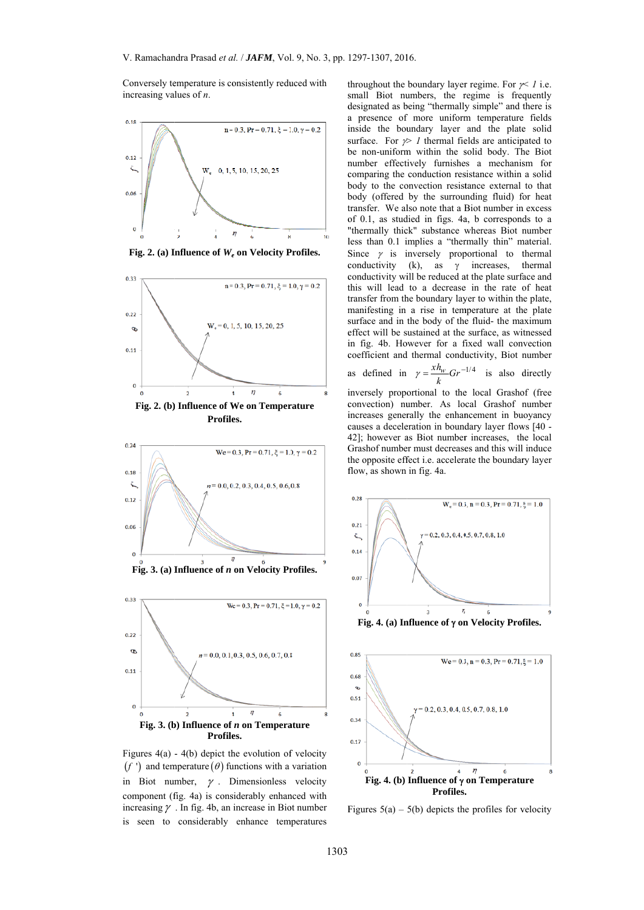Conversely temperature is consistently reduced with increasing values of $n$.

**Fig. 2. (a) Influence of $W_e$ on Velocity Profiles.**

**Fig. 2. (b) Influence of We on Temperature Profiles.**

**Fig. 3. (a) Influence of *n* on Velocity Profiles.**

**Fig. 3. (b) Influence of *n* on Temperature Profiles.**

Figures 4(a) - 4(b) depict the evolution of velocity $(f\,')$ and temperature $(\theta)$ functions with a variation in Biot number, $\gamma$. Dimensionless velocity component (fig. 4a) is considerably enhanced with increasing $\gamma$. In fig. 4b, an increase in Biot number is seen to considerably enhance temperatures throughout the boundary layer regime. For $\gamma < 1$ i.e. small Biot numbers, the regime is frequently designated as being "thermally simple" and there is a presence of more uniform temperature fields inside the boundary layer and the plate solid surface. For $\gamma > 1$ thermal fields are anticipated to be non-uniform within the solid body. The Biot number effectively furnishes a mechanism for comparing the conduction resistance within a solid body to the convection resistance external to that body (offered by the surrounding fluid) for heat transfer. We also note that a Biot number in excess of 0.1, as studied in figs. 4a, b corresponds to a "thermally thick" substance whereas Biot number less than 0.1 implies a "thermally thin" material. Since $\gamma$ is inversely proportional to thermal conductivity (k), as $\gamma$ increases, thermal conductivity will be reduced at the plate surface and this will lead to a decrease in the rate of heat transfer from the boundary layer to within the plate, manifesting in a rise in temperature at the plate surface and in the body of the fluid- the maximum effect will be sustained at the surface, as witnessed in fig. 4b. However for a fixed wall convection coefficient and thermal conductivity, Biot number as defined in $\gamma = \dfrac{xh_w}{k} Gr^{-1/4}$ is also directly inversely proportional to the local Grashof (free convection) number. As local Grashof number increases generally the enhancement in buoyancy causes a deceleration in boundary layer flows [40 - 42]; however as Biot number increases, the local Grashof number must decreases and this will induce the opposite effect i.e. accelerate the boundary layer flow, as shown in fig. 4a.

**Fig. 4. (a) Influence of γ on Velocity Profiles.**

**Fig. 4. (b) Influence of γ on Temperature Profiles.**

Figures 5(a) – 5(b) depicts the profiles for velocity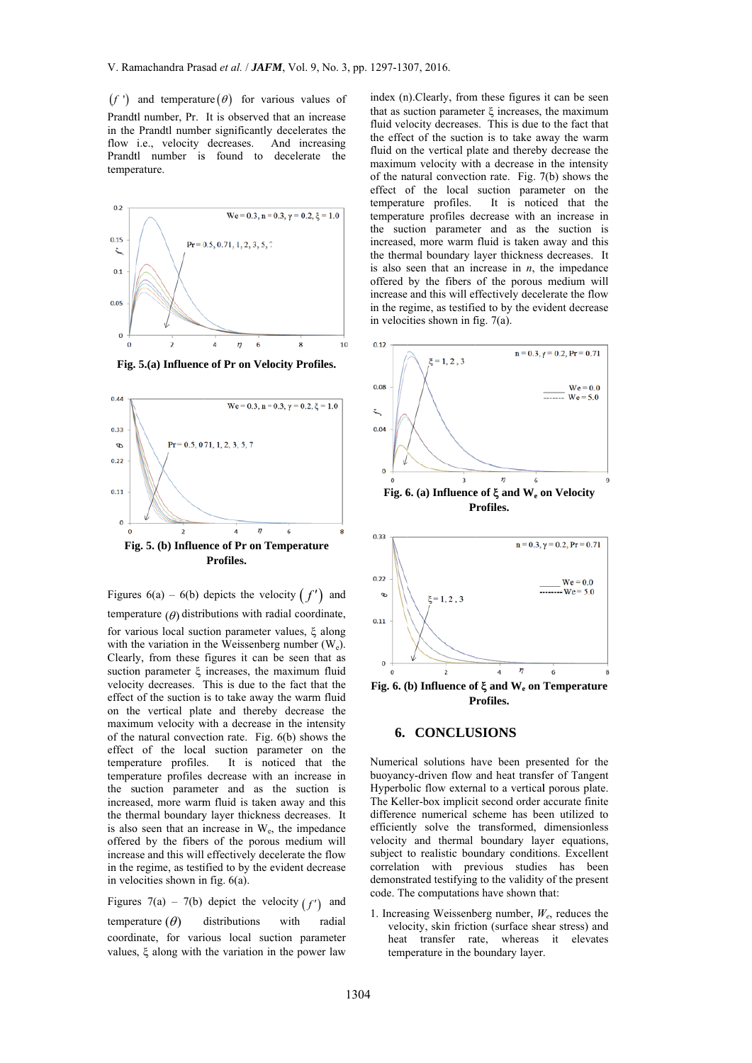$(f')$ and temperature $(\theta)$ for various values of Prandtl number, Pr. It is observed that an increase in the Prandtl number significantly decelerates the flow i.e., velocity decreases. And increasing Prandtl number is found to decelerate the temperature.

**Fig. 5.(a) Influence of Pr on Velocity Profiles.**

**Fig. 5. (b) Influence of Pr on Temperature Profiles.**

Figures 6(a) – 6(b) depicts the velocity $(f')$ and temperature $(\theta)$ distributions with radial coordinate, for various local suction parameter values, ξ along with the variation in the Weissenberg number ($W_e$). Clearly, from these figures it can be seen that as suction parameter ξ increases, the maximum fluid velocity decreases. This is due to the fact that the effect of the suction is to take away the warm fluid on the vertical plate and thereby decrease the maximum velocity with a decrease in the intensity of the natural convection rate. Fig. 6(b) shows the effect of the local suction parameter on the temperature profiles. It is noticed that the temperature profiles decrease with an increase in the suction parameter and as the suction is increased, more warm fluid is taken away and this the thermal boundary layer thickness decreases. It is also seen that an increase in $W_e$, the impedance offered by the fibers of the porous medium will increase and this will effectively decelerate the flow in the regime, as testified to by the evident decrease in velocities shown in fig. 6(a).

Figures 7(a) – 7(b) depict the velocity $(f')$ and temperature $(\theta)$ distributions with radial coordinate, for various local suction parameter values, ξ along with the variation in the power law index (n).Clearly, from these figures it can be seen that as suction parameter ξ increases, the maximum fluid velocity decreases. This is due to the fact that the effect of the suction is to take away the warm fluid on the vertical plate and thereby decrease the maximum velocity with a decrease in the intensity of the natural convection rate. Fig. 7(b) shows the effect of the local suction parameter on the temperature profiles. It is noticed that the temperature profiles decrease with an increase in the suction parameter and as the suction is increased, more warm fluid is taken away and this the thermal boundary layer thickness decreases. It is also seen that an increase in *n*, the impedance offered by the fibers of the porous medium will increase and this will effectively decelerate the flow in the regime, as testified to by the evident decrease in velocities shown in fig. 7(a).

**Fig. 6. (a) Influence of ξ and $W_e$ on Velocity Profiles.**

**Fig. 6. (b) Influence of ξ and $W_e$ on Temperature Profiles.**

## 6. CONCLUSIONS

Numerical solutions have been presented for the buoyancy-driven flow and heat transfer of Tangent Hyperbolic flow external to a vertical porous plate. The Keller-box implicit second order accurate finite difference numerical scheme has been utilized to efficiently solve the transformed, dimensionless velocity and thermal boundary layer equations, subject to realistic boundary conditions. Excellent correlation with previous studies has been demonstrated testifying to the validity of the present code. The computations have shown that:

1. Increasing Weissenberg number, $W_e$, reduces the velocity, skin friction (surface shear stress) and heat transfer rate, whereas it elevates temperature in the boundary layer.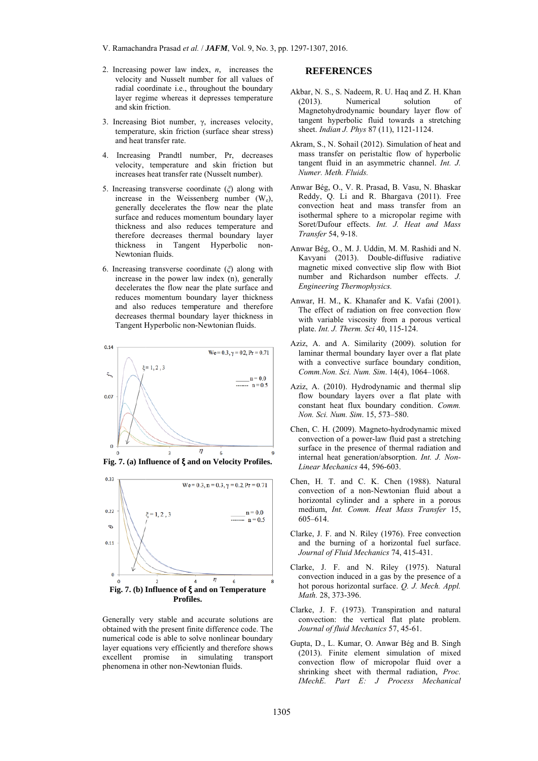2. Increasing power law index, $n$, increases the velocity and Nusselt number for all values of radial coordinate i.e., throughout the boundary layer regime whereas it depresses temperature and skin friction.

3. Increasing Biot number, $\gamma$, increases velocity, temperature, skin friction (surface shear stress) and heat transfer rate.

4. Increasing Prandtl number, Pr, decreases velocity, temperature and skin friction but increases heat transfer rate (Nusselt number).

5. Increasing transverse coordinate ($\xi$) along with increase in the Weissenberg number ($W_e$), generally decelerates the flow near the plate surface and reduces momentum boundary layer thickness and also reduces temperature and therefore decreases thermal boundary layer thickness in Tangent Hyperbolic non-Newtonian fluids.

6. Increasing transverse coordinate ($\xi$) along with increase in the power law index (n), generally decelerates the flow near the plate surface and reduces momentum boundary layer thickness and also reduces temperature and therefore decreases thermal boundary layer thickness in Tangent Hyperbolic non-Newtonian fluids.

**Fig. 7. (a) Influence of ξ and on Velocity Profiles.**

**Fig. 7. (b) Influence of ξ and on Temperature Profiles.**

Generally very stable and accurate solutions are obtained with the present finite difference code. The numerical code is able to solve nonlinear boundary layer equations very efficiently and therefore shows excellent promise in simulating transport phenomena in other non-Newtonian fluids.

## REFERENCES

Akbar, N. S., S. Nadeem, R. U. Haq and Z. H. Khan (2013). Numerical solution of Magnetohydrodynamic boundary layer flow of tangent hyperbolic fluid towards a stretching sheet. *Indian J. Phys* 87 (11), 1121-1124.

Akram, S., N. Sohail (2012). Simulation of heat and mass transfer on peristaltic flow of hyperbolic tangent fluid in an asymmetric channel. *Int. J. Numer. Meth. Fluids.*

Anwar Bég, O., V. R. Prasad, B. Vasu, N. Bhaskar Reddy, Q. Li and R. Bhargava (2011). Free convection heat and mass transfer from an isothermal sphere to a micropolar regime with Soret/Dufour effects. *Int. J. Heat and Mass Transfer* 54, 9-18.

Anwar Bég, O., M. J. Uddin, M. M. Rashidi and N. Kavyani (2013). Double-diffusive radiative magnetic mixed convective slip flow with Biot number and Richardson number effects. *J. Engineering Thermophysics.*

Anwar, H. M., K. Khanafer and K. Vafai (2001). The effect of radiation on free convection flow with variable viscosity from a porous vertical plate. *Int. J. Therm. Sci* 40, 115-124.

Aziz, A. and A. Similarity (2009). solution for laminar thermal boundary layer over a flat plate with a convective surface boundary condition, *Comm.Non. Sci. Num. Sim*. 14(4), 1064–1068.

Aziz, A. (2010). Hydrodynamic and thermal slip flow boundary layers over a flat plate with constant heat flux boundary condition. *Comm. Non. Sci. Num. Sim*. 15, 573–580.

Chen, C. H. (2009). Magneto-hydrodynamic mixed convection of a power-law fluid past a stretching surface in the presence of thermal radiation and internal heat generation/absorption. *Int. J. Non-Linear Mechanics* 44, 596-603.

Chen, H. T. and C. K. Chen (1988). Natural convection of a non-Newtonian fluid about a horizontal cylinder and a sphere in a porous medium, *Int. Comm. Heat Mass Transfer* 15, 605–614.

Clarke, J. F. and N. Riley (1976). Free convection and the burning of a horizontal fuel surface. *Journal of Fluid Mechanics* 74, 415-431.

Clarke, J. F. and N. Riley (1975). Natural convection induced in a gas by the presence of a hot porous horizontal surface. *Q. J. Mech. Appl. Math.* 28, 373-396.

Clarke, J. F. (1973). Transpiration and natural convection: the vertical flat plate problem. *Journal of fluid Mechanics* 57, 45-61.

Gupta, D., L. Kumar, O. Anwar Bég and B. Singh (2013). Finite element simulation of mixed convection flow of micropolar fluid over a shrinking sheet with thermal radiation, *Proc. IMechE. Part E: J Process Mechanical*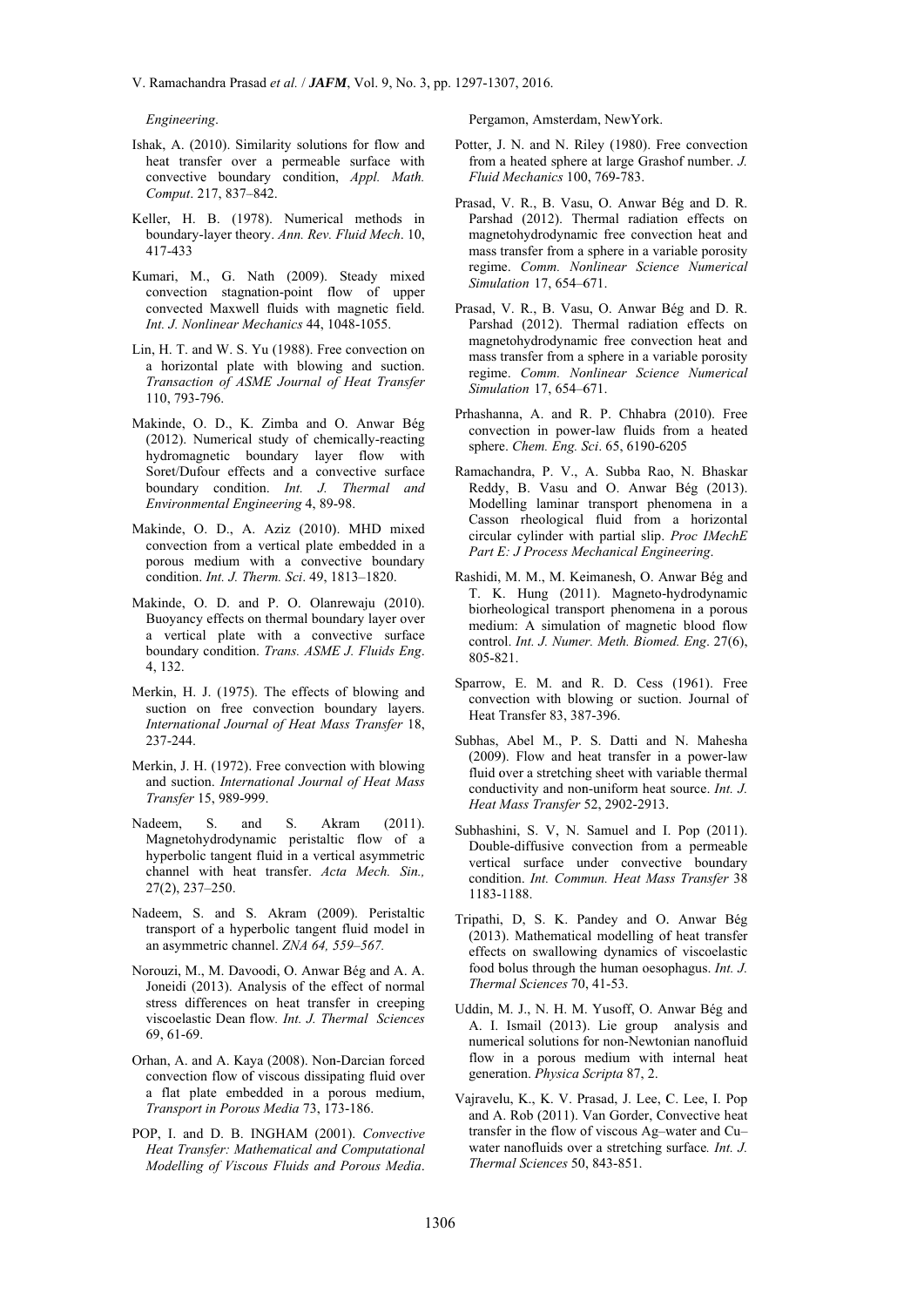*Engineering*.

Ishak, A. (2010). Similarity solutions for flow and heat transfer over a permeable surface with convective boundary condition, *Appl. Math. Comput*. 217, 837–842.

Keller, H. B. (1978). Numerical methods in boundary-layer theory. *Ann. Rev. Fluid Mech*. 10, 417-433

Kumari, M., G. Nath (2009). Steady mixed convection stagnation-point flow of upper convected Maxwell fluids with magnetic field. *Int. J. Nonlinear Mechanics* 44, 1048-1055.

Lin, H. T. and W. S. Yu (1988). Free convection on a horizontal plate with blowing and suction. *Transaction of ASME Journal of Heat Transfer* 110, 793-796.

Makinde, O. D., K. Zimba and O. Anwar Bég (2012). Numerical study of chemically-reacting hydromagnetic boundary layer flow with Soret/Dufour effects and a convective surface boundary condition. *Int. J. Thermal and Environmental Engineering* 4, 89-98.

Makinde, O. D., A. Aziz (2010). MHD mixed convection from a vertical plate embedded in a porous medium with a convective boundary condition. *Int. J. Therm. Sci*. 49, 1813–1820.

Makinde, O. D. and P. O. Olanrewaju (2010). Buoyancy effects on thermal boundary layer over a vertical plate with a convective surface boundary condition. *Trans. ASME J. Fluids Eng*. 4, 132.

Merkin, H. J. (1975). The effects of blowing and suction on free convection boundary layers. *International Journal of Heat Mass Transfer* 18, 237-244.

Merkin, J. H. (1972). Free convection with blowing and suction. *International Journal of Heat Mass Transfer* 15, 989-999.

Nadeem, S. and S. Akram (2011). Magnetohydrodynamic peristaltic flow of a hyperbolic tangent fluid in a vertical asymmetric channel with heat transfer. *Acta Mech. Sin.,* 27(2), 237–250.

Nadeem, S. and S. Akram (2009). Peristaltic transport of a hyperbolic tangent fluid model in an asymmetric channel. *ZNA 64, 559–567.*

Norouzi, M., M. Davoodi, O. Anwar Bég and A. A. Joneidi (2013). Analysis of the effect of normal stress differences on heat transfer in creeping viscoelastic Dean flow*. Int. J. Thermal Sciences* 69, 61-69.

Orhan, A. and A. Kaya (2008). Non-Darcian forced convection flow of viscous dissipating fluid over a flat plate embedded in a porous medium, *Transport in Porous Media* 73, 173-186.

POP, I. and D. B. INGHAM (2001). *Convective Heat Transfer: Mathematical and Computational Modelling of Viscous Fluids and Porous Media*. Pergamon, Amsterdam, NewYork.

Potter, J. N. and N. Riley (1980). Free convection from a heated sphere at large Grashof number. *J. Fluid Mechanics* 100, 769-783.

Prasad, V. R., B. Vasu, O. Anwar Bég and D. R. Parshad (2012). Thermal radiation effects on magnetohydrodynamic free convection heat and mass transfer from a sphere in a variable porosity regime. *Comm. Nonlinear Science Numerical Simulation* 17, 654–671.

Prasad, V. R., B. Vasu, O. Anwar Bég and D. R. Parshad (2012). Thermal radiation effects on magnetohydrodynamic free convection heat and mass transfer from a sphere in a variable porosity regime. *Comm. Nonlinear Science Numerical Simulation* 17, 654–671.

Prhashanna, A. and R. P. Chhabra (2010). Free convection in power-law fluids from a heated sphere. *Chem. Eng. Sci*. 65, 6190-6205

Ramachandra, P. V., A. Subba Rao, N. Bhaskar Reddy, B. Vasu and O. Anwar Bég (2013). Modelling laminar transport phenomena in a Casson rheological fluid from a horizontal circular cylinder with partial slip. *Proc IMechE Part E: J Process Mechanical Engineering*.

Rashidi, M. M., M. Keimanesh, O. Anwar Bég and T. K. Hung (2011). Magneto-hydrodynamic biorheological transport phenomena in a porous medium: A simulation of magnetic blood flow control. *Int. J. Numer. Meth. Biomed. Eng*. 27(6), 805-821.

Sparrow, E. M. and R. D. Cess (1961). Free convection with blowing or suction. Journal of Heat Transfer 83, 387-396.

Subhas, Abel M., P. S. Datti and N. Mahesha (2009). Flow and heat transfer in a power-law fluid over a stretching sheet with variable thermal conductivity and non-uniform heat source. *Int. J. Heat Mass Transfer* 52, 2902-2913.

Subhashini, S. V, N. Samuel and I. Pop (2011). Double-diffusive convection from a permeable vertical surface under convective boundary condition. *Int. Commun. Heat Mass Transfer* 38 1183-1188.

Tripathi, D, S. K. Pandey and O. Anwar Bég (2013). Mathematical modelling of heat transfer effects on swallowing dynamics of viscoelastic food bolus through the human oesophagus. *Int. J. Thermal Sciences* 70, 41-53.

Uddin, M. J., N. H. M. Yusoff, O. Anwar Bég and A. I. Ismail (2013). Lie group analysis and numerical solutions for non-Newtonian nanofluid flow in a porous medium with internal heat generation. *Physica Scripta* 87, 2.

Vajravelu, K., K. V. Prasad, J. Lee, C. Lee, I. Pop and A. Rob (2011). Van Gorder, Convective heat transfer in the flow of viscous Ag–water and Cu–water nanofluids over a stretching surface*. Int. J. Thermal Sciences* 50, 843-851.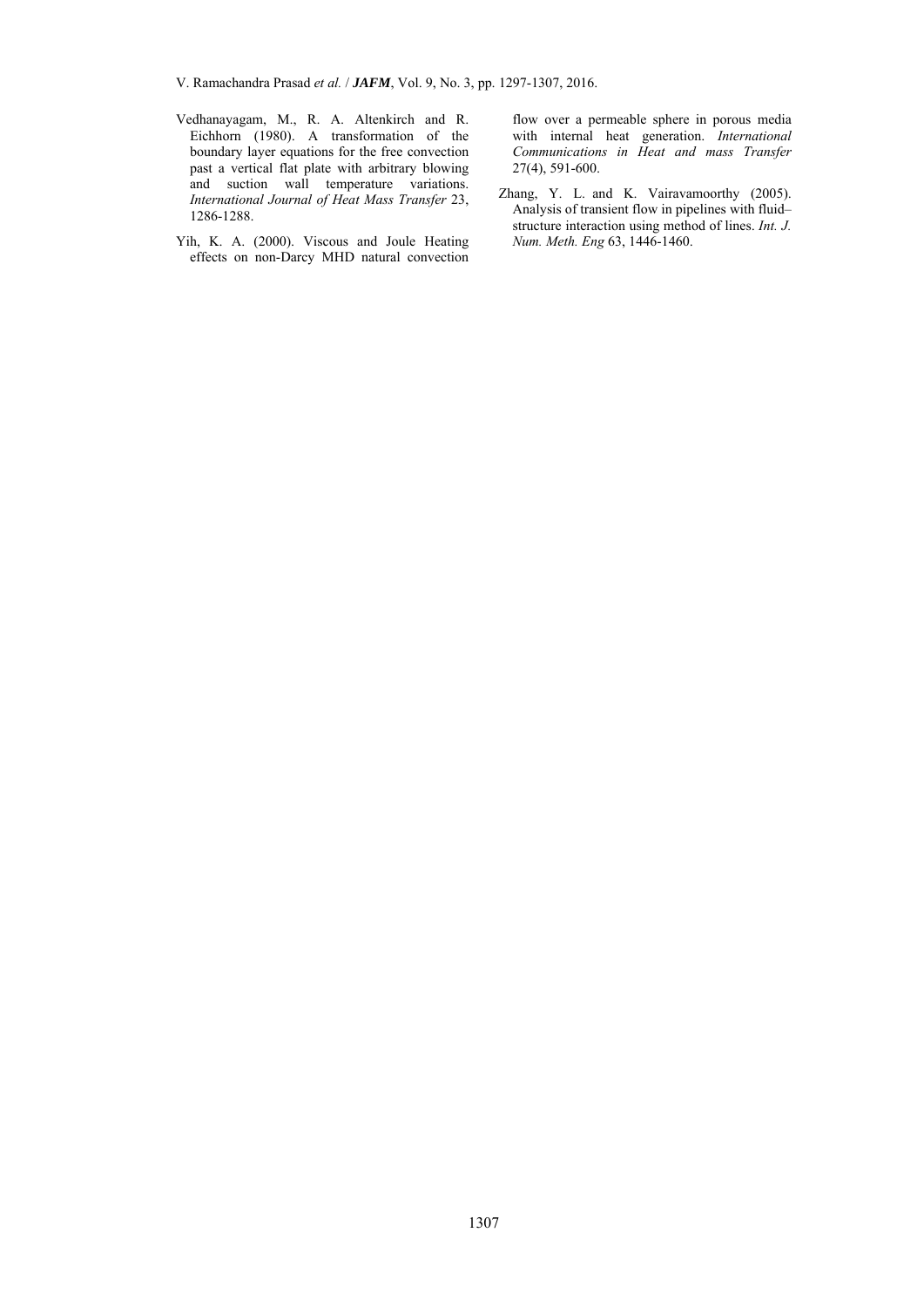Vedhanayagam, M., R. A. Altenkirch and R. Eichhorn (1980). A transformation of the boundary layer equations for the free convection past a vertical flat plate with arbitrary blowing and suction wall temperature variations. *International Journal of Heat Mass Transfer* 23, 1286-1288.

Yih, K. A. (2000). Viscous and Joule Heating effects on non-Darcy MHD natural convection flow over a permeable sphere in porous media with internal heat generation. *International Communications in Heat and mass Transfer* 27(4), 591-600.

Zhang, Y. L. and K. Vairavamoorthy (2005). Analysis of transient flow in pipelines with fluid–structure interaction using method of lines. *Int. J. Num. Meth. Eng* 63, 1446-1460.